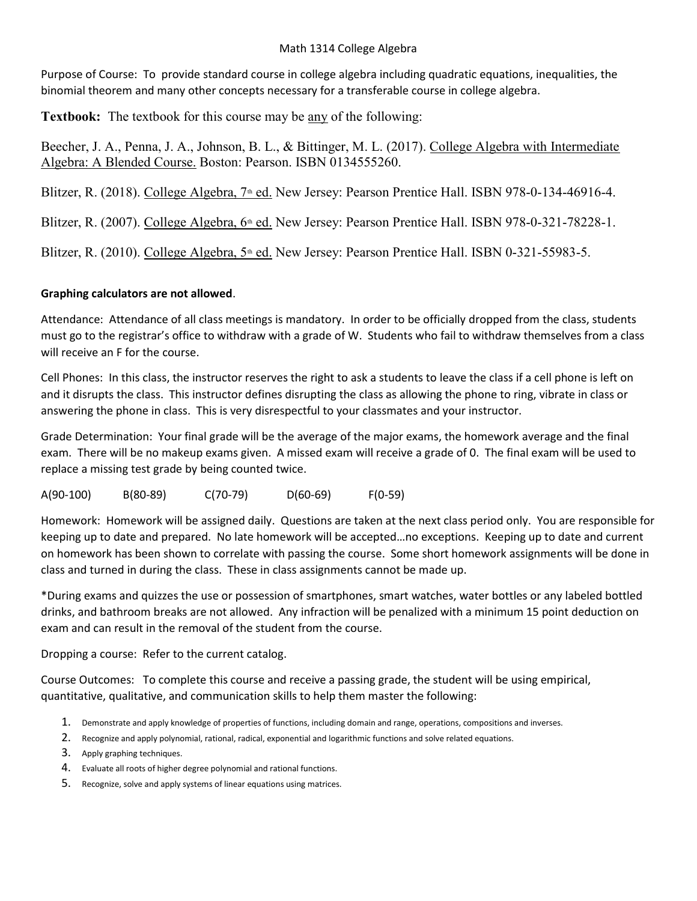# Math 1314 College Algebra

Purpose of Course: To provide standard course in college algebra including quadratic equations, inequalities, the binomial theorem and many other concepts necessary for a transferable course in college algebra.

**Textbook:** The textbook for this course may be any of the following:

Beecher, J. A., Penna, J. A., Johnson, B. L., & Bittinger, M. L. (2017). College Algebra with Intermediate Algebra: A Blended Course. Boston: Pearson. ISBN 0134555260.

Blitzer, R. (2018). College Algebra, 7th ed. New Jersey: Pearson Prentice Hall. ISBN 978-0-134-46916-4.

Blitzer, R. (2007). College Algebra, 6th ed. New Jersey: Pearson Prentice Hall. ISBN 978-0-321-78228-1.

Blitzer, R. (2010). College Algebra, 5th ed. New Jersey: Pearson Prentice Hall. ISBN 0-321-55983-5.

**Graphing calculators are not allowed**.

Attendance: Attendance of all class meetings is mandatory. In order to be officially dropped from the class, students must go to the registrar's office to withdraw with a grade of W. Students who fail to withdraw themselves from a class will receive an F for the course.

Cell Phones: In this class, the instructor reserves the right to ask a students to leave the class if a cell phone is left on and it disrupts the class. This instructor defines disrupting the class as allowing the phone to ring, vibrate in class or answering the phone in class. This is very disrespectful to your classmates and your instructor.

Grade Determination: Your final grade will be the average of the major exams, the homework average and the final exam. There will be no makeup exams given. A missed exam will receive a grade of 0. The final exam will be used to replace a missing test grade by being counted twice.

A(90-100) B(80-89) C(70-79) D(60-69) F(0-59)

Homework: Homework will be assigned daily. Questions are taken at the next class period only. You are responsible for keeping up to date and prepared. No late homework will be accepted…no exceptions. Keeping up to date and current on homework has been shown to correlate with passing the course. Some short homework assignments will be done in class and turned in during the class. These in class assignments cannot be made up.

*During exams and quizzes the use or possession of smartphones, smart watches, water bottles or any labeled bottled drinks, and bathroom breaks are not allowed. Any infraction will be penalized with a minimum 15 point deduction on exam and can result in the removal of the student from the course.

Dropping a course: Refer to the current catalog.

Course Outcomes: To complete this course and receive a passing grade, the student will be using empirical, quantitative, qualitative, and communication skills to help them master the following:

1. Demonstrate and apply knowledge of properties of functions, including domain and range, operations, compositions and inverses.
2. Recognize and apply polynomial, rational, radical, exponential and logarithmic functions and solve related equations.
3. Apply graphing techniques.
4. Evaluate all roots of higher degree polynomial and rational functions.
5. Recognize, solve and apply systems of linear equations using matrices.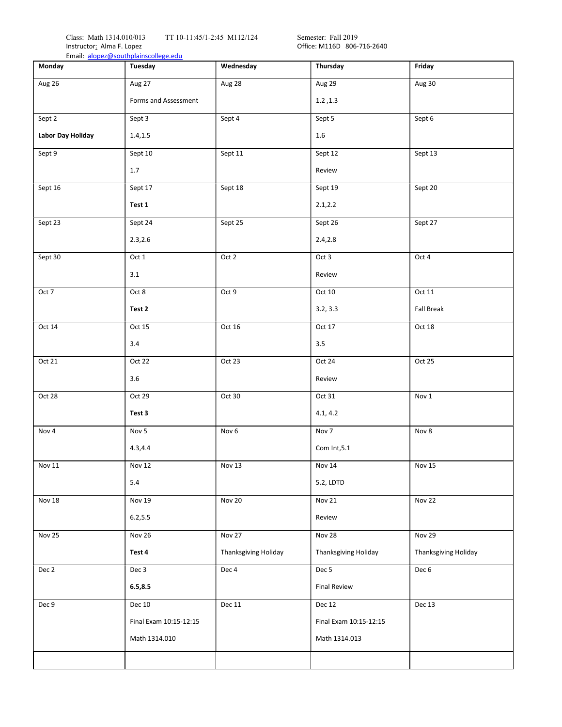Class: Math 1314.010/013 TT 10-11:45/1-2:45 M112/124

Instructor: Alma F. Lopez

Email: alopez@southplainscollege.edu

Semester: Fall 2019

Office: M116D 806-716-2640

| Monday | Tuesday | Wednesday | Thursday | Friday |
|---|---|---|---|---|
| Aug 26 | Aug 27<br>Forms and Assessment | Aug 28 | Aug 29<br>1.2 ,1.3 | Aug 30 |
| Sept 2<br>**Labor Day Holiday** | Sept 3<br>1.4,1.5 | Sept 4 | Sept 5<br>1.6 | Sept 6 |
| Sept 9 | Sept 10<br>1.7 | Sept 11 | Sept 12<br>Review | Sept 13 |
| Sept 16 | Sept 17<br>**Test 1** | Sept 18 | Sept 19<br>2.1,2.2 | Sept 20 |
| Sept 23 | Sept 24<br>2.3,2.6 | Sept 25 | Sept 26<br>2.4,2.8 | Sept 27 |
| Sept 30 | Oct 1<br>3.1 | Oct 2 | Oct 3<br>Review | Oct 4 |
| Oct 7 | Oct 8<br>**Test 2** | Oct 9 | Oct 10<br>3.2, 3.3 | Oct 11<br>Fall Break |
| Oct 14 | Oct 15<br>3.4 | Oct 16 | Oct 17<br>3.5 | Oct 18 |
| Oct 21 | Oct 22<br>3.6 | Oct 23 | Oct 24<br>Review | Oct 25 |
| Oct 28 | Oct 29<br>**Test 3** | Oct 30 | Oct 31<br>4.1, 4.2 | Nov 1 |
| Nov 4 | Nov 5<br>4.3,4.4 | Nov 6 | Nov 7<br>Com Int,5.1 | Nov 8 |
| Nov 11 | Nov 12<br>5.4 | Nov 13 | Nov 14<br>5.2, LDTD | Nov 15 |
| Nov 18 | Nov 19<br>6.2,5.5 | Nov 20 | Nov 21<br>Review | Nov 22 |
| Nov 25 | Nov 26<br>**Test 4** | Nov 27<br>Thanksgiving Holiday | Nov 28<br>Thanksgiving Holiday | Nov 29<br>Thanksgiving Holiday |
| Dec 2 | Dec 3<br>**6.5,8.5** | Dec 4 | Dec 5<br>Final Review | Dec 6 |
| Dec 9 | Dec 10<br>Final Exam 10:15-12:15<br>Math 1314.010 | Dec 11 | Dec 12<br>Final Exam 10:15-12:15<br>Math 1314.013 | Dec 13 |
| | | | | |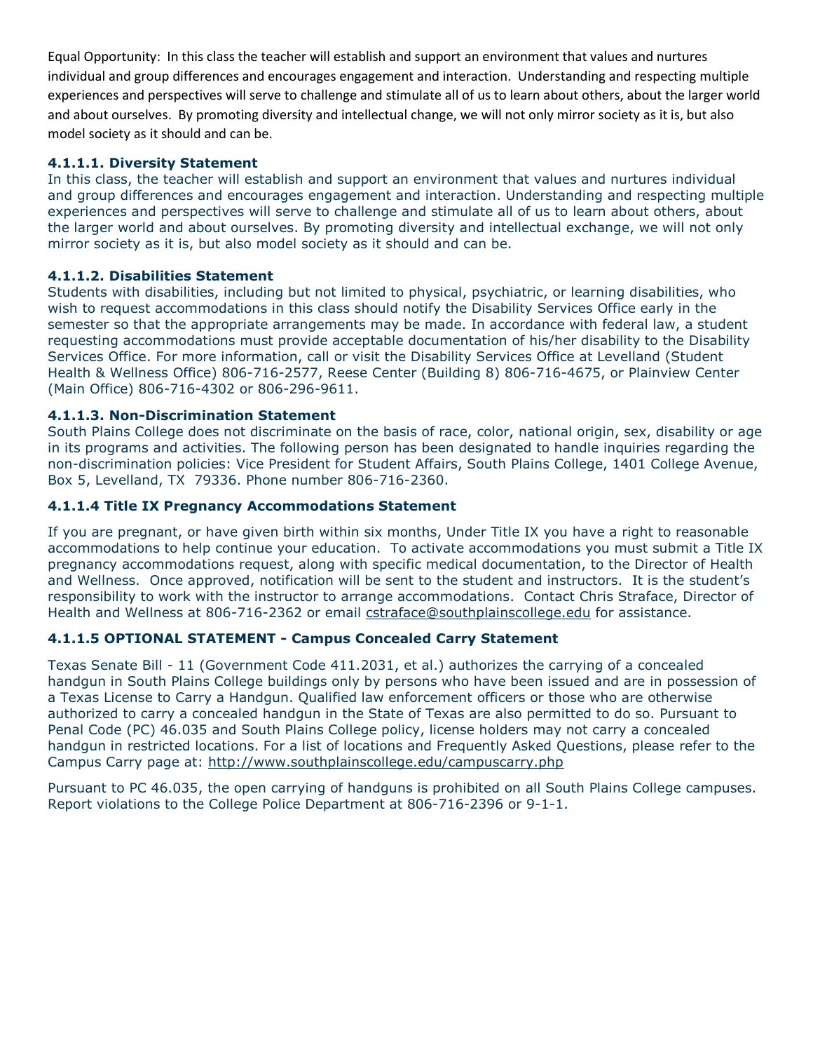Equal Opportunity: In this class the teacher will establish and support an environment that values and nurtures individual and group differences and encourages engagement and interaction. Understanding and respecting multiple experiences and perspectives will serve to challenge and stimulate all of us to learn about others, about the larger world and about ourselves. By promoting diversity and intellectual change, we will not only mirror society as it is, but also model society as it should and can be.

#### 4.1.1.1. Diversity Statement

In this class, the teacher will establish and support an environment that values and nurtures individual and group differences and encourages engagement and interaction. Understanding and respecting multiple experiences and perspectives will serve to challenge and stimulate all of us to learn about others, about the larger world and about ourselves. By promoting diversity and intellectual exchange, we will not only mirror society as it is, but also model society as it should and can be.

#### 4.1.1.2. Disabilities Statement

Students with disabilities, including but not limited to physical, psychiatric, or learning disabilities, who wish to request accommodations in this class should notify the Disability Services Office early in the semester so that the appropriate arrangements may be made. In accordance with federal law, a student requesting accommodations must provide acceptable documentation of his/her disability to the Disability Services Office. For more information, call or visit the Disability Services Office at Levelland (Student Health & Wellness Office) 806-716-2577, Reese Center (Building 8) 806-716-4675, or Plainview Center (Main Office) 806-716-4302 or 806-296-9611.

#### 4.1.1.3. Non-Discrimination Statement

South Plains College does not discriminate on the basis of race, color, national origin, sex, disability or age in its programs and activities. The following person has been designated to handle inquiries regarding the non-discrimination policies: Vice President for Student Affairs, South Plains College, 1401 College Avenue, Box 5, Levelland, TX 79336. Phone number 806-716-2360.

#### 4.1.1.4 Title IX Pregnancy Accommodations Statement

If you are pregnant, or have given birth within six months, Under Title IX you have a right to reasonable accommodations to help continue your education. To activate accommodations you must submit a Title IX pregnancy accommodations request, along with specific medical documentation, to the Director of Health and Wellness. Once approved, notification will be sent to the student and instructors. It is the student's responsibility to work with the instructor to arrange accommodations. Contact Chris Straface, Director of Health and Wellness at 806-716-2362 or email cstraface@southplainscollege.edu for assistance.

#### 4.1.1.5 OPTIONAL STATEMENT - Campus Concealed Carry Statement

Texas Senate Bill - 11 (Government Code 411.2031, et al.) authorizes the carrying of a concealed handgun in South Plains College buildings only by persons who have been issued and are in possession of a Texas License to Carry a Handgun. Qualified law enforcement officers or those who are otherwise authorized to carry a concealed handgun in the State of Texas are also permitted to do so. Pursuant to Penal Code (PC) 46.035 and South Plains College policy, license holders may not carry a concealed handgun in restricted locations. For a list of locations and Frequently Asked Questions, please refer to the Campus Carry page at: http://www.southplainscollege.edu/campuscarry.php

Pursuant to PC 46.035, the open carrying of handguns is prohibited on all South Plains College campuses. Report violations to the College Police Department at 806-716-2396 or 9-1-1.